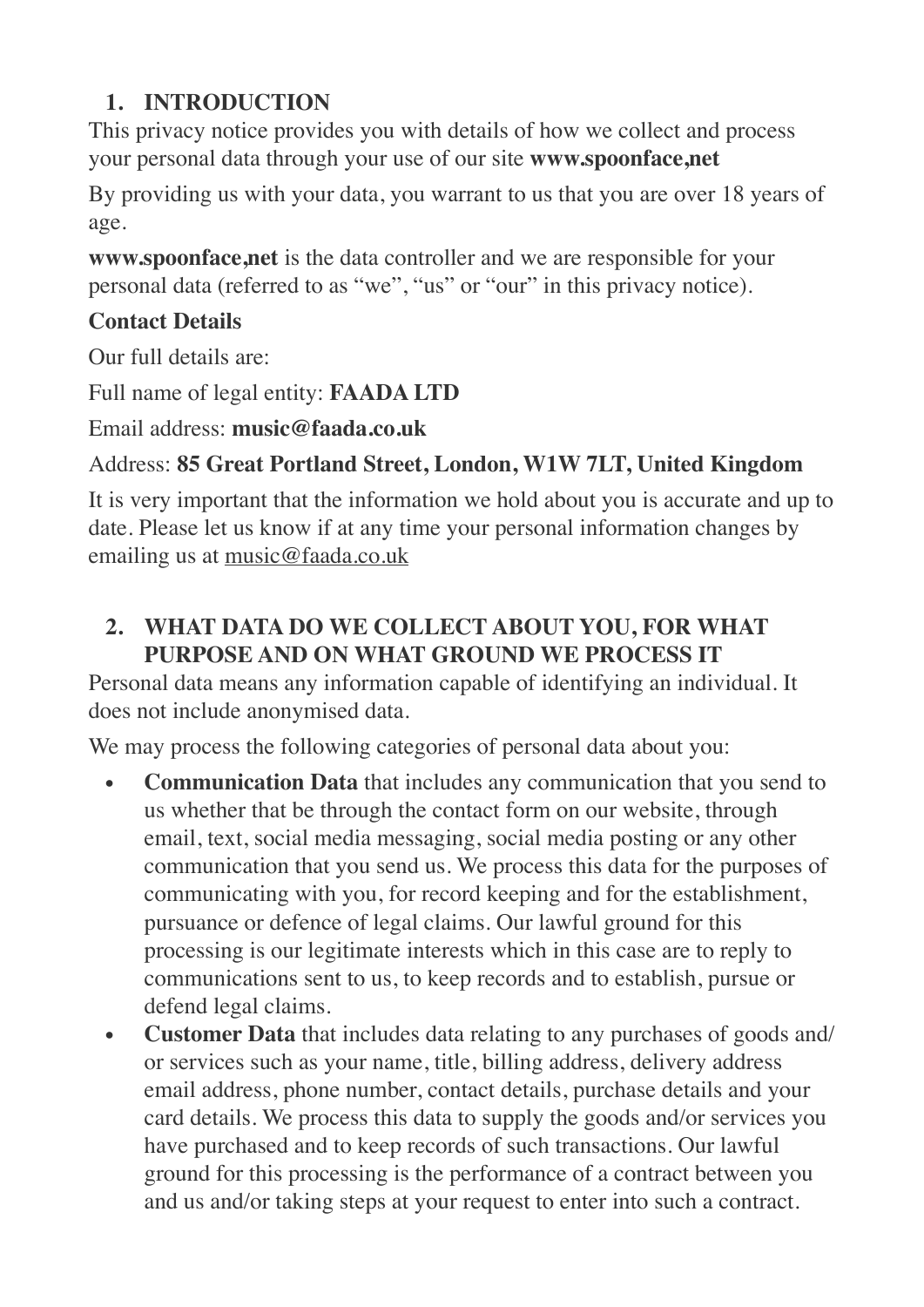## 1. INTRODUCTION

This privacy notice provides you with details of how we collect and process your personal data through your use of our site **www.spoonface,net**

By providing us with your data, you warrant to us that you are over 18 years of age.

**www.spoonface,net** is the data controller and we are responsible for your personal data (referred to as "we", "us" or "our" in this privacy notice).

### Contact Details

Our full details are:

Full name of legal entity: **FAADA LTD**

Email address: **music@faada.co.uk**

Address: **85 Great Portland Street, London, W1W 7LT, United Kingdom**

It is very important that the information we hold about you is accurate and up to date. Please let us know if at any time your personal information changes by emailing us at music@faada.co.uk

## 2. WHAT DATA DO WE COLLECT ABOUT YOU, FOR WHAT PURPOSE AND ON WHAT GROUND WE PROCESS IT

Personal data means any information capable of identifying an individual. It does not include anonymised data.

We may process the following categories of personal data about you:

- **Communication Data** that includes any communication that you send to us whether that be through the contact form on our website, through email, text, social media messaging, social media posting or any other communication that you send us. We process this data for the purposes of communicating with you, for record keeping and for the establishment, pursuance or defence of legal claims. Our lawful ground for this processing is our legitimate interests which in this case are to reply to communications sent to us, to keep records and to establish, pursue or defend legal claims.
- **Customer Data** that includes data relating to any purchases of goods and/or services such as your name, title, billing address, delivery address email address, phone number, contact details, purchase details and your card details. We process this data to supply the goods and/or services you have purchased and to keep records of such transactions. Our lawful ground for this processing is the performance of a contract between you and us and/or taking steps at your request to enter into such a contract.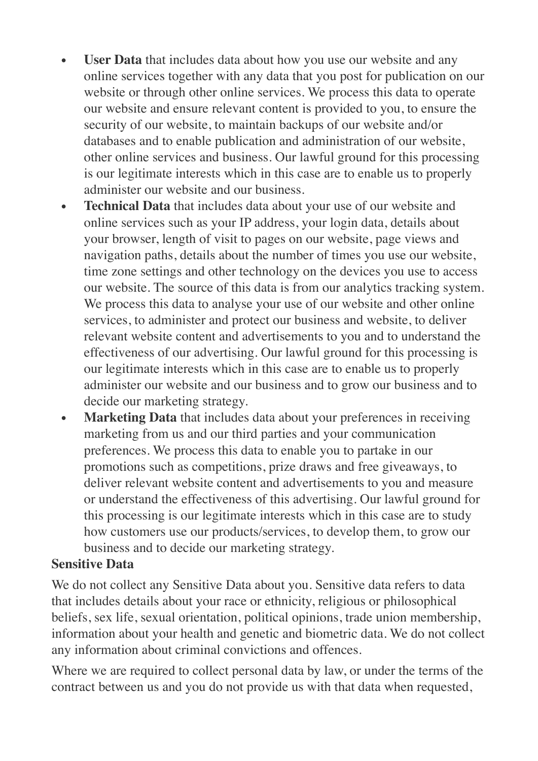- **User Data** that includes data about how you use our website and any online services together with any data that you post for publication on our website or through other online services. We process this data to operate our website and ensure relevant content is provided to you, to ensure the security of our website, to maintain backups of our website and/or databases and to enable publication and administration of our website, other online services and business. Our lawful ground for this processing is our legitimate interests which in this case are to enable us to properly administer our website and our business.
- **Technical Data** that includes data about your use of our website and online services such as your IP address, your login data, details about your browser, length of visit to pages on our website, page views and navigation paths, details about the number of times you use our website, time zone settings and other technology on the devices you use to access our website. The source of this data is from our analytics tracking system. We process this data to analyse your use of our website and other online services, to administer and protect our business and website, to deliver relevant website content and advertisements to you and to understand the effectiveness of our advertising. Our lawful ground for this processing is our legitimate interests which in this case are to enable us to properly administer our website and our business and to grow our business and to decide our marketing strategy.
- **Marketing Data** that includes data about your preferences in receiving marketing from us and our third parties and your communication preferences. We process this data to enable you to partake in our promotions such as competitions, prize draws and free giveaways, to deliver relevant website content and advertisements to you and measure or understand the effectiveness of this advertising. Our lawful ground for this processing is our legitimate interests which in this case are to study how customers use our products/services, to develop them, to grow our business and to decide our marketing strategy.

**Sensitive Data**

We do not collect any Sensitive Data about you. Sensitive data refers to data that includes details about your race or ethnicity, religious or philosophical beliefs, sex life, sexual orientation, political opinions, trade union membership, information about your health and genetic and biometric data. We do not collect any information about criminal convictions and offences.

Where we are required to collect personal data by law, or under the terms of the contract between us and you do not provide us with that data when requested,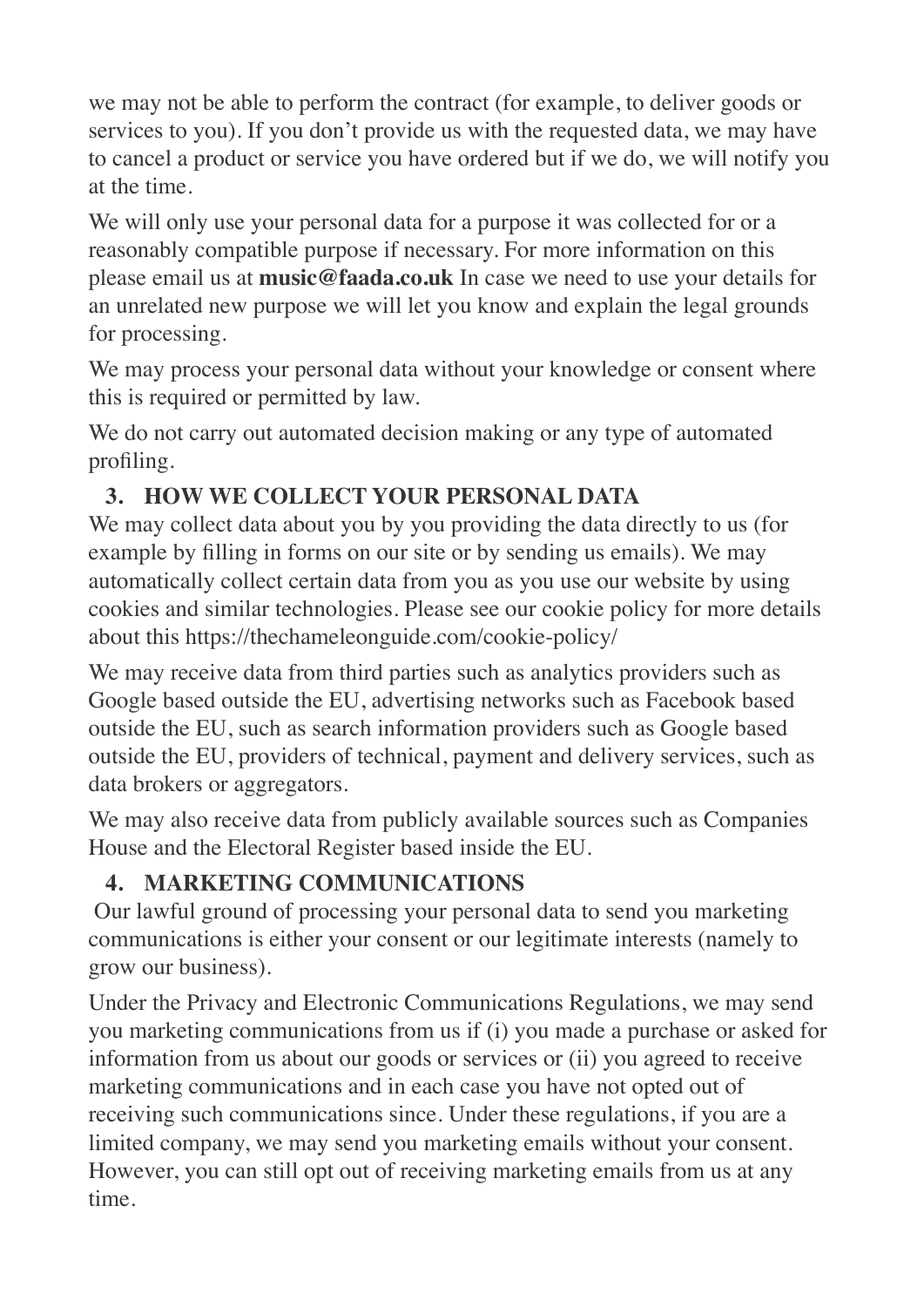we may not be able to perform the contract (for example, to deliver goods or services to you). If you don't provide us with the requested data, we may have to cancel a product or service you have ordered but if we do, we will notify you at the time.

We will only use your personal data for a purpose it was collected for or a reasonably compatible purpose if necessary. For more information on this please email us at **music@faada.co.uk** In case we need to use your details for an unrelated new purpose we will let you know and explain the legal grounds for processing.

We may process your personal data without your knowledge or consent where this is required or permitted by law.

We do not carry out automated decision making or any type of automated profiling.

## 3. HOW WE COLLECT YOUR PERSONAL DATA

We may collect data about you by you providing the data directly to us (for example by filling in forms on our site or by sending us emails). We may automatically collect certain data from you as you use our website by using cookies and similar technologies. Please see our cookie policy for more details about this https://thechameleonguide.com/cookie-policy/

We may receive data from third parties such as analytics providers such as Google based outside the EU, advertising networks such as Facebook based outside the EU, such as search information providers such as Google based outside the EU, providers of technical, payment and delivery services, such as data brokers or aggregators.

We may also receive data from publicly available sources such as Companies House and the Electoral Register based inside the EU.

## 4. MARKETING COMMUNICATIONS

Our lawful ground of processing your personal data to send you marketing communications is either your consent or our legitimate interests (namely to grow our business).

Under the Privacy and Electronic Communications Regulations, we may send you marketing communications from us if (i) you made a purchase or asked for information from us about our goods or services or (ii) you agreed to receive marketing communications and in each case you have not opted out of receiving such communications since. Under these regulations, if you are a limited company, we may send you marketing emails without your consent. However, you can still opt out of receiving marketing emails from us at any time.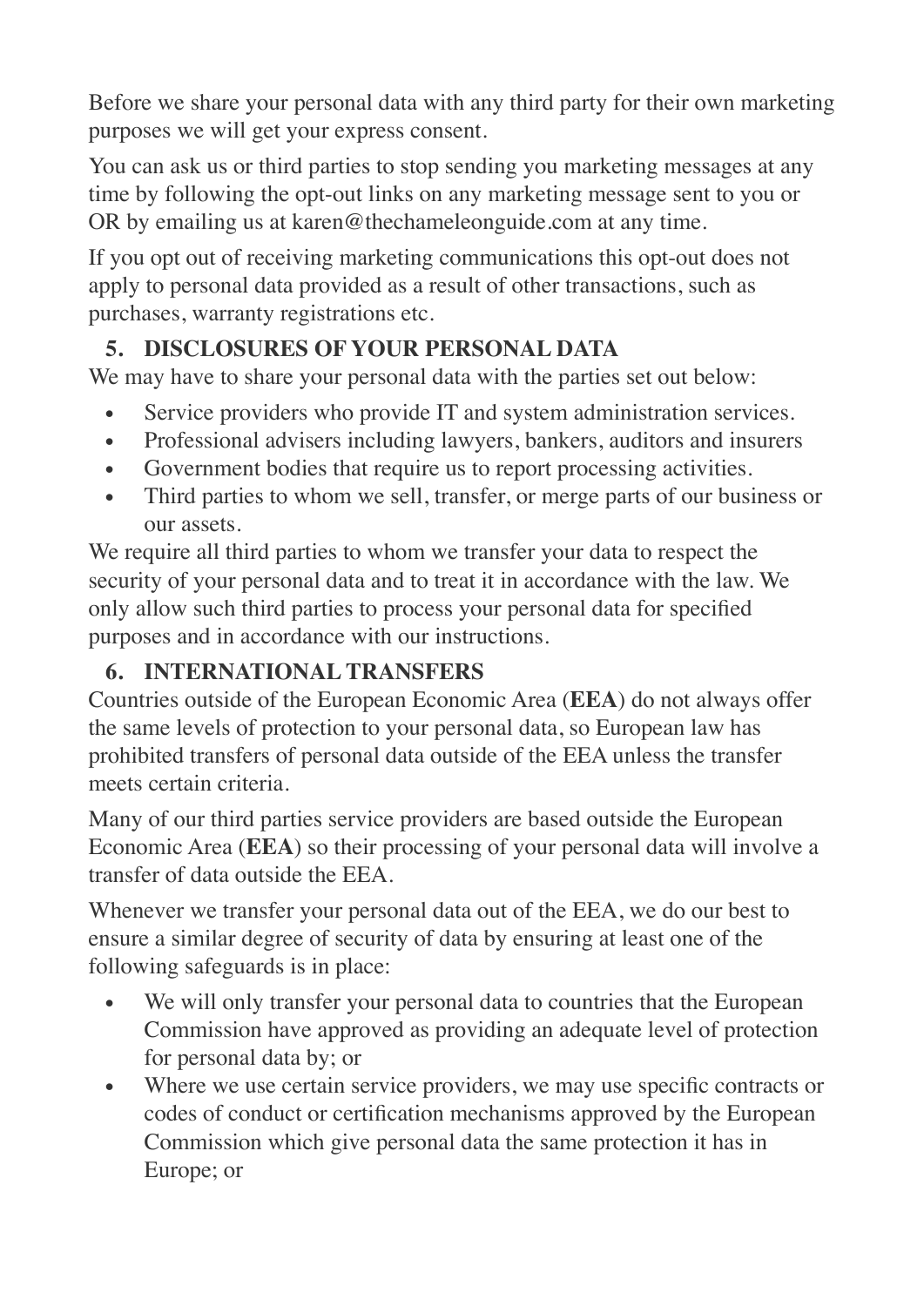Before we share your personal data with any third party for their own marketing purposes we will get your express consent.

You can ask us or third parties to stop sending you marketing messages at any time by following the opt-out links on any marketing message sent to you or OR by emailing us at karen@thechameleonguide.com at any time.

If you opt out of receiving marketing communications this opt-out does not apply to personal data provided as a result of other transactions, such as purchases, warranty registrations etc.

## 5. DISCLOSURES OF YOUR PERSONAL DATA

We may have to share your personal data with the parties set out below:

- Service providers who provide IT and system administration services.
- Professional advisers including lawyers, bankers, auditors and insurers
- Government bodies that require us to report processing activities.
- Third parties to whom we sell, transfer, or merge parts of our business or our assets.

We require all third parties to whom we transfer your data to respect the security of your personal data and to treat it in accordance with the law. We only allow such third parties to process your personal data for specified purposes and in accordance with our instructions.

## 6. INTERNATIONAL TRANSFERS

Countries outside of the European Economic Area (**EEA**) do not always offer the same levels of protection to your personal data, so European law has prohibited transfers of personal data outside of the EEA unless the transfer meets certain criteria.

Many of our third parties service providers are based outside the European Economic Area (**EEA**) so their processing of your personal data will involve a transfer of data outside the EEA.

Whenever we transfer your personal data out of the EEA, we do our best to ensure a similar degree of security of data by ensuring at least one of the following safeguards is in place:

- We will only transfer your personal data to countries that the European Commission have approved as providing an adequate level of protection for personal data by; or
- Where we use certain service providers, we may use specific contracts or codes of conduct or certification mechanisms approved by the European Commission which give personal data the same protection it has in Europe; or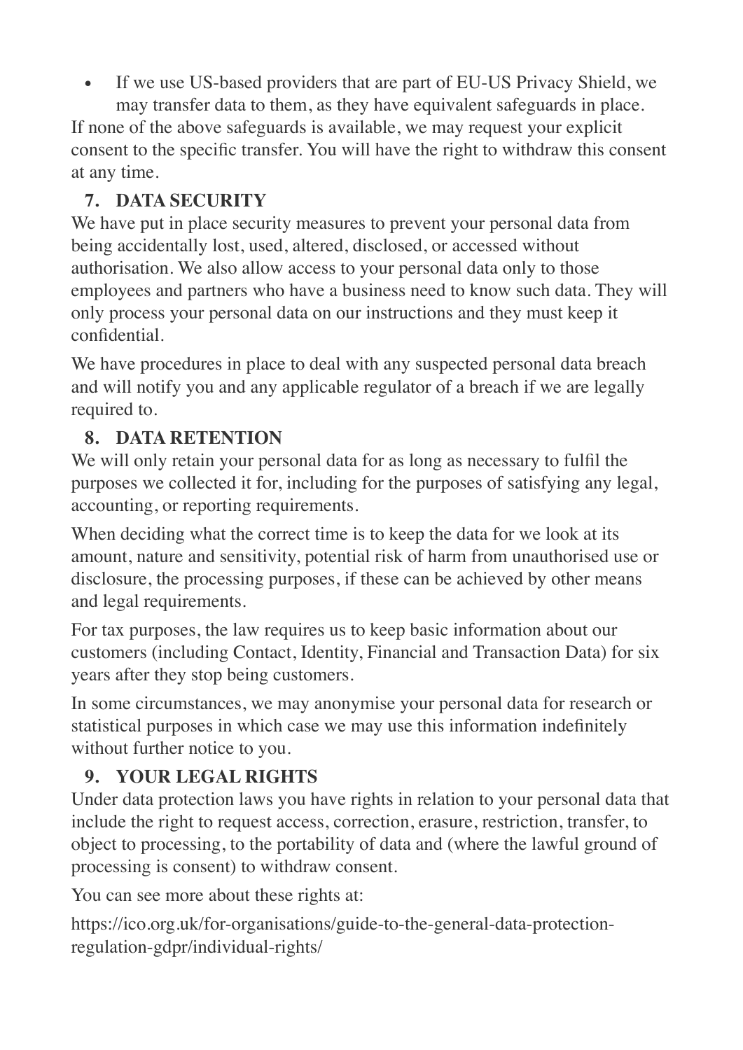- If we use US-based providers that are part of EU-US Privacy Shield, we may transfer data to them, as they have equivalent safeguards in place.

If none of the above safeguards is available, we may request your explicit consent to the specific transfer. You will have the right to withdraw this consent at any time.

## 7. DATA SECURITY

We have put in place security measures to prevent your personal data from being accidentally lost, used, altered, disclosed, or accessed without authorisation. We also allow access to your personal data only to those employees and partners who have a business need to know such data. They will only process your personal data on our instructions and they must keep it confidential.

We have procedures in place to deal with any suspected personal data breach and will notify you and any applicable regulator of a breach if we are legally required to.

## 8. DATA RETENTION

We will only retain your personal data for as long as necessary to fulfil the purposes we collected it for, including for the purposes of satisfying any legal, accounting, or reporting requirements.

When deciding what the correct time is to keep the data for we look at its amount, nature and sensitivity, potential risk of harm from unauthorised use or disclosure, the processing purposes, if these can be achieved by other means and legal requirements.

For tax purposes, the law requires us to keep basic information about our customers (including Contact, Identity, Financial and Transaction Data) for six years after they stop being customers.

In some circumstances, we may anonymise your personal data for research or statistical purposes in which case we may use this information indefinitely without further notice to you.

## 9. YOUR LEGAL RIGHTS

Under data protection laws you have rights in relation to your personal data that include the right to request access, correction, erasure, restriction, transfer, to object to processing, to the portability of data and (where the lawful ground of processing is consent) to withdraw consent.

You can see more about these rights at:

https://ico.org.uk/for-organisations/guide-to-the-general-data-protection-regulation-gdpr/individual-rights/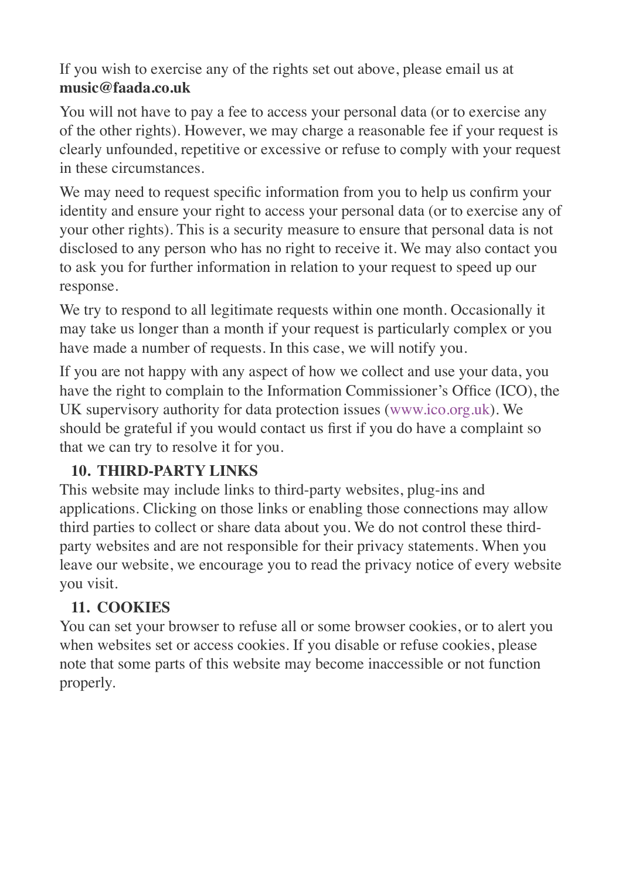If you wish to exercise any of the rights set out above, please email us at **music@faada.co.uk**

You will not have to pay a fee to access your personal data (or to exercise any of the other rights). However, we may charge a reasonable fee if your request is clearly unfounded, repetitive or excessive or refuse to comply with your request in these circumstances.

We may need to request specific information from you to help us confirm your identity and ensure your right to access your personal data (or to exercise any of your other rights). This is a security measure to ensure that personal data is not disclosed to any person who has no right to receive it. We may also contact you to ask you for further information in relation to your request to speed up our response.

We try to respond to all legitimate requests within one month. Occasionally it may take us longer than a month if your request is particularly complex or you have made a number of requests. In this case, we will notify you.

If you are not happy with any aspect of how we collect and use your data, you have the right to complain to the Information Commissioner's Office (ICO), the UK supervisory authority for data protection issues (www.ico.org.uk). We should be grateful if you would contact us first if you do have a complaint so that we can try to resolve it for you.

## 10. THIRD-PARTY LINKS

This website may include links to third-party websites, plug-ins and applications. Clicking on those links or enabling those connections may allow third parties to collect or share data about you. We do not control these third-party websites and are not responsible for their privacy statements. When you leave our website, we encourage you to read the privacy notice of every website you visit.

## 11. COOKIES

You can set your browser to refuse all or some browser cookies, or to alert you when websites set or access cookies. If you disable or refuse cookies, please note that some parts of this website may become inaccessible or not function properly.